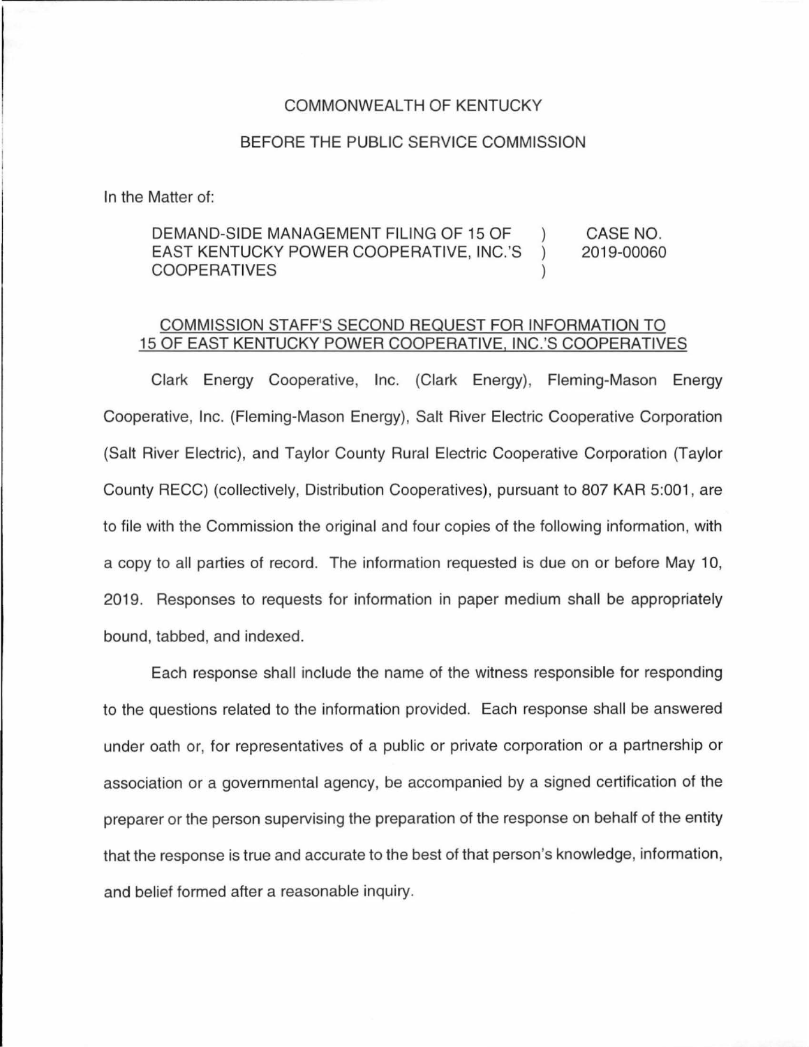COMMONWEALTH OF KENTUCKY

BEFORE THE PUBLIC SERVICE COMMISSION

In the Matter of:

| | | |
|---|---|---|
| DEMAND-SIDE MANAGEMENT FILING OF 15 OF EAST KENTUCKY POWER COOPERATIVE, INC.'S COOPERATIVES | ) ) ) | CASE NO. 2019-00060 |

COMMISSION STAFF'S SECOND REQUEST FOR INFORMATION TO 15 OF EAST KENTUCKY POWER COOPERATIVE, INC.'S COOPERATIVES

Clark Energy Cooperative, Inc. (Clark Energy), Fleming-Mason Energy Cooperative, Inc. (Fleming-Mason Energy), Salt River Electric Cooperative Corporation (Salt River Electric), and Taylor County Rural Electric Cooperative Corporation (Taylor County RECC) (collectively, Distribution Cooperatives), pursuant to 807 KAR 5:001, are to file with the Commission the original and four copies of the following information, with a copy to all parties of record. The information requested is due on or before May 10, 2019. Responses to requests for information in paper medium shall be appropriately bound, tabbed, and indexed.

Each response shall include the name of the witness responsible for responding to the questions related to the information provided. Each response shall be answered under oath or, for representatives of a public or private corporation or a partnership or association or a governmental agency, be accompanied by a signed certification of the preparer or the person supervising the preparation of the response on behalf of the entity that the response is true and accurate to the best of that person's knowledge, information, and belief formed after a reasonable inquiry.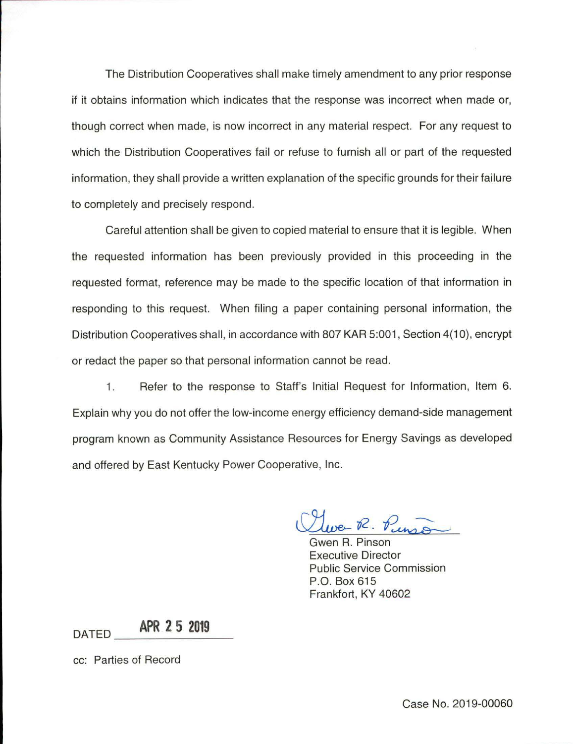The Distribution Cooperatives shall make timely amendment to any prior response if it obtains information which indicates that the response was incorrect when made or, though correct when made, is now incorrect in any material respect. For any request to which the Distribution Cooperatives fail or refuse to furnish all or part of the requested information, they shall provide a written explanation of the specific grounds for their failure to completely and precisely respond.

Careful attention shall be given to copied material to ensure that it is legible. When the requested information has been previously provided in this proceeding in the requested format, reference may be made to the specific location of that information in responding to this request. When filing a paper containing personal information, the Distribution Cooperatives shall, in accordance with 807 KAR 5:001, Section 4(10), encrypt or redact the paper so that personal information cannot be read.

1. Refer to the response to Staff's Initial Request for Information, Item 6. Explain why you do not offer the low-income energy efficiency demand-side management program known as Community Assistance Resources for Energy Savings as developed and offered by East Kentucky Power Cooperative, Inc.

Gwen R. Pinson
Executive Director
Public Service Commission
P.O. Box 615
Frankfort, KY 40602

DATED APR 25 2019

cc: Parties of Record

Case No. 2019-00060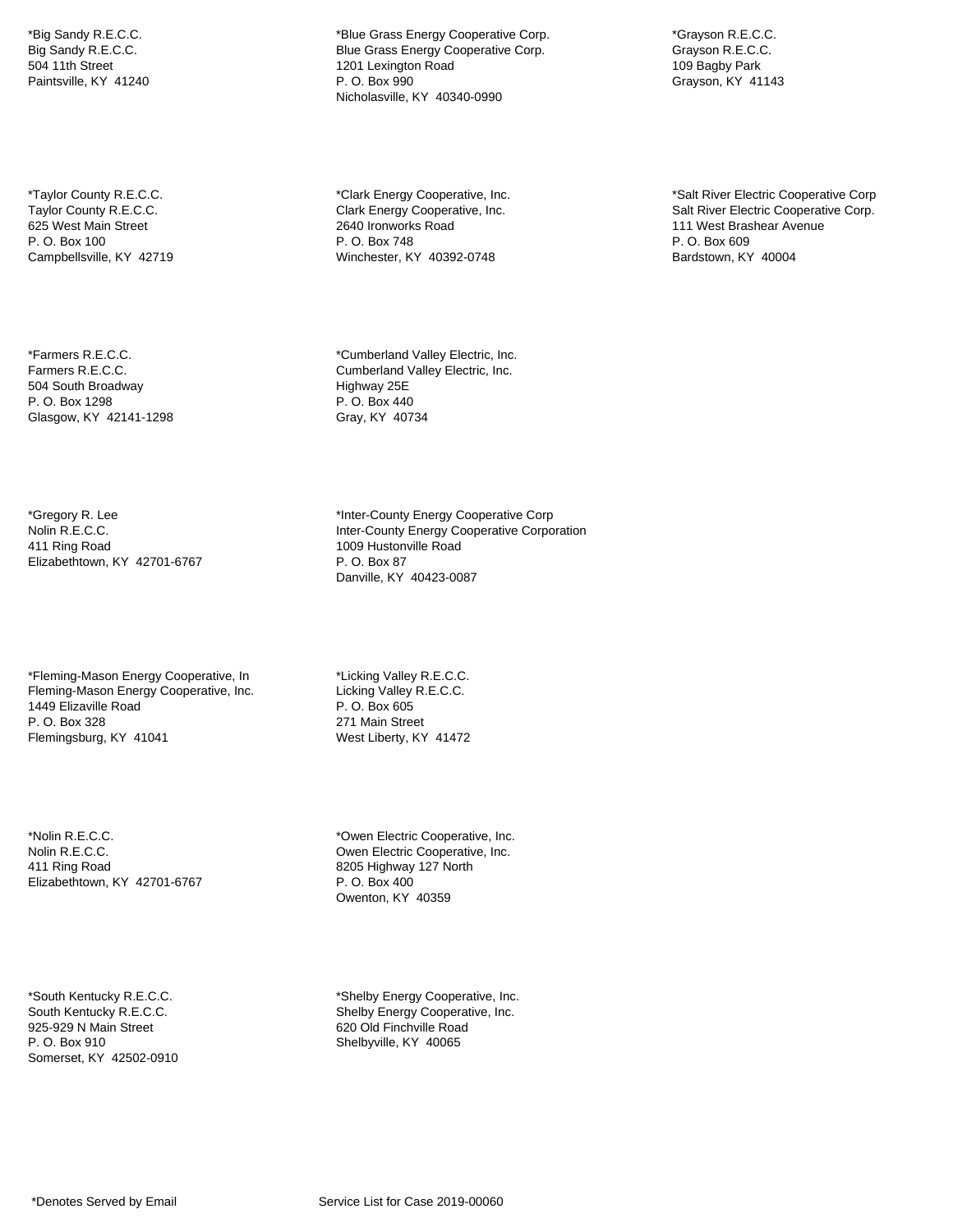*Big Sandy R.E.C.C.
Big Sandy R.E.C.C.
504 11th Street
Paintsville, KY  41240

*Blue Grass Energy Cooperative Corp.
Blue Grass Energy Cooperative Corp.
1201 Lexington Road
P. O. Box 990
Nicholasville, KY  40340-0990

*Grayson R.E.C.C.
Grayson R.E.C.C.
109 Bagby Park
Grayson, KY  41143

*Taylor County R.E.C.C.
Taylor County R.E.C.C.
625 West Main Street
P. O. Box 100
Campbellsville, KY  42719

*Clark Energy Cooperative, Inc.
Clark Energy Cooperative, Inc.
2640 Ironworks Road
P. O. Box 748
Winchester, KY  40392-0748

*Salt River Electric Cooperative Corp
Salt River Electric Cooperative Corp.
111 West Brashear Avenue
P. O. Box 609
Bardstown, KY  40004

*Farmers R.E.C.C.
Farmers R.E.C.C.
504 South Broadway
P. O. Box 1298
Glasgow, KY  42141-1298

*Cumberland Valley Electric, Inc.
Cumberland Valley Electric, Inc.
Highway 25E
P. O. Box 440
Gray, KY  40734

*Gregory R. Lee
Nolin R.E.C.C.
411 Ring Road
Elizabethtown, KY  42701-6767

*Inter-County Energy Cooperative Corp
Inter-County Energy Cooperative Corporation
1009 Hustonville Road
P. O. Box 87
Danville, KY  40423-0087

*Fleming-Mason Energy Cooperative, In
Fleming-Mason Energy Cooperative, Inc.
1449 Elizaville Road
P. O. Box 328
Flemingsburg, KY  41041

*Licking Valley R.E.C.C.
Licking Valley R.E.C.C.
P. O. Box 605
271 Main Street
West Liberty, KY  41472

*Nolin R.E.C.C.
Nolin R.E.C.C.
411 Ring Road
Elizabethtown, KY  42701-6767

*Owen Electric Cooperative, Inc.
Owen Electric Cooperative, Inc.
8205 Highway 127 North
P. O. Box 400
Owenton, KY  40359

*South Kentucky R.E.C.C.
South Kentucky R.E.C.C.
925-929 N Main Street
P. O. Box 910
Somerset, KY  42502-0910

*Shelby Energy Cooperative, Inc.
Shelby Energy Cooperative, Inc.
620 Old Finchville Road
Shelbyville, KY  40065

*Denotes Served by Email

Service List for Case 2019-00060